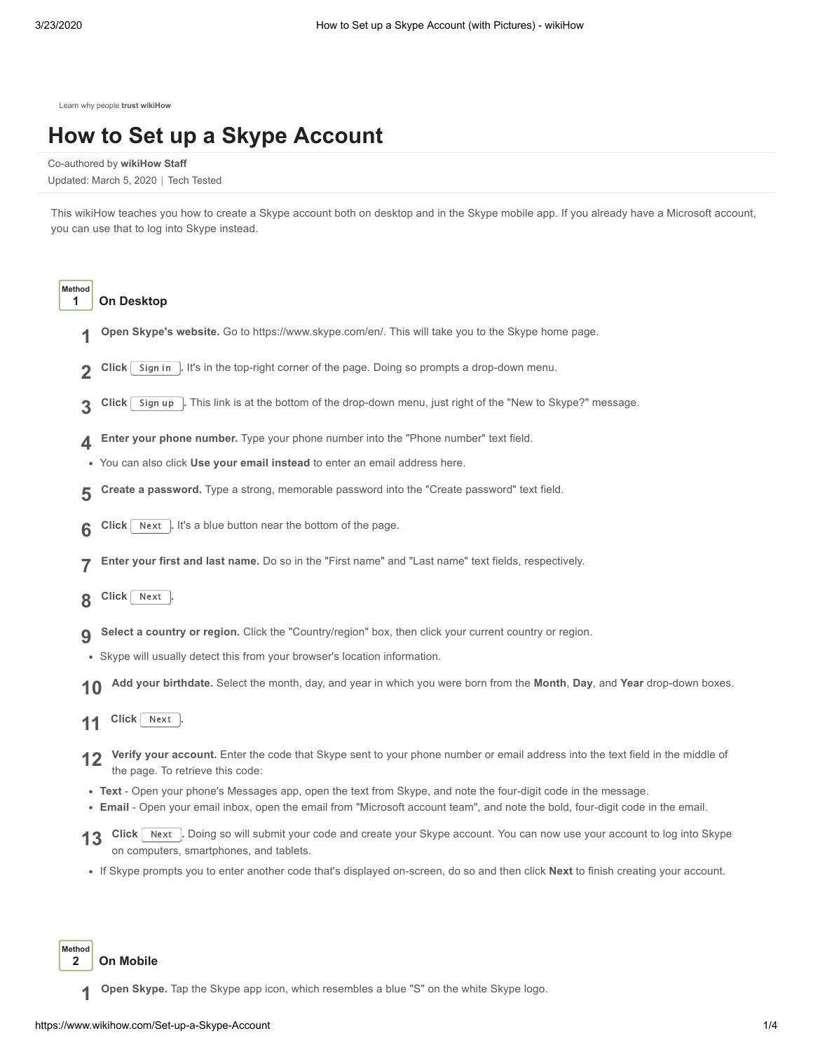Learn why people **trust wikiHow**

# How to Set up a Skype Account

Co-authored by **wikiHow Staff**

Updated: March 5, 2020 | Tech Tested

This wikiHow teaches you how to create a Skype account both on desktop and in the Skype mobile app. If you already have a Microsoft account, you can use that to log into Skype instead.

## Method 1 On Desktop

1. **Open Skype's website.** Go to https://www.skype.com/en/. This will take you to the Skype home page.

2. **Click** Sign in. It's in the top-right corner of the page. Doing so prompts a drop-down menu.

3. **Click** Sign up. This link is at the bottom of the drop-down menu, just right of the "New to Skype?" message.

4. **Enter your phone number.** Type your phone number into the "Phone number" text field.
   - You can also click **Use your email instead** to enter an email address here.

5. **Create a password.** Type a strong, memorable password into the "Create password" text field.

6. **Click** Next. It's a blue button near the bottom of the page.

7. **Enter your first and last name.** Do so in the "First name" and "Last name" text fields, respectively.

8. **Click** Next.

9. **Select a country or region.** Click the "Country/region" box, then click your current country or region.
   - Skype will usually detect this from your browser's location information.

10. **Add your birthdate.** Select the month, day, and year in which you were born from the **Month**, **Day**, and **Year** drop-down boxes.

11. **Click** Next.

12. **Verify your account.** Enter the code that Skype sent to your phone number or email address into the text field in the middle of the page. To retrieve this code:
    - **Text** - Open your phone's Messages app, open the text from Skype, and note the four-digit code in the message.
    - **Email** - Open your email inbox, open the email from "Microsoft account team", and note the bold, four-digit code in the email.

13. **Click** Next. Doing so will submit your code and create your Skype account. You can now use your account to log into Skype on computers, smartphones, and tablets.
    - If Skype prompts you to enter another code that's displayed on-screen, do so and then click **Next** to finish creating your account.

## Method 2 On Mobile

1. **Open Skype.** Tap the Skype app icon, which resembles a blue "S" on the white Skype logo.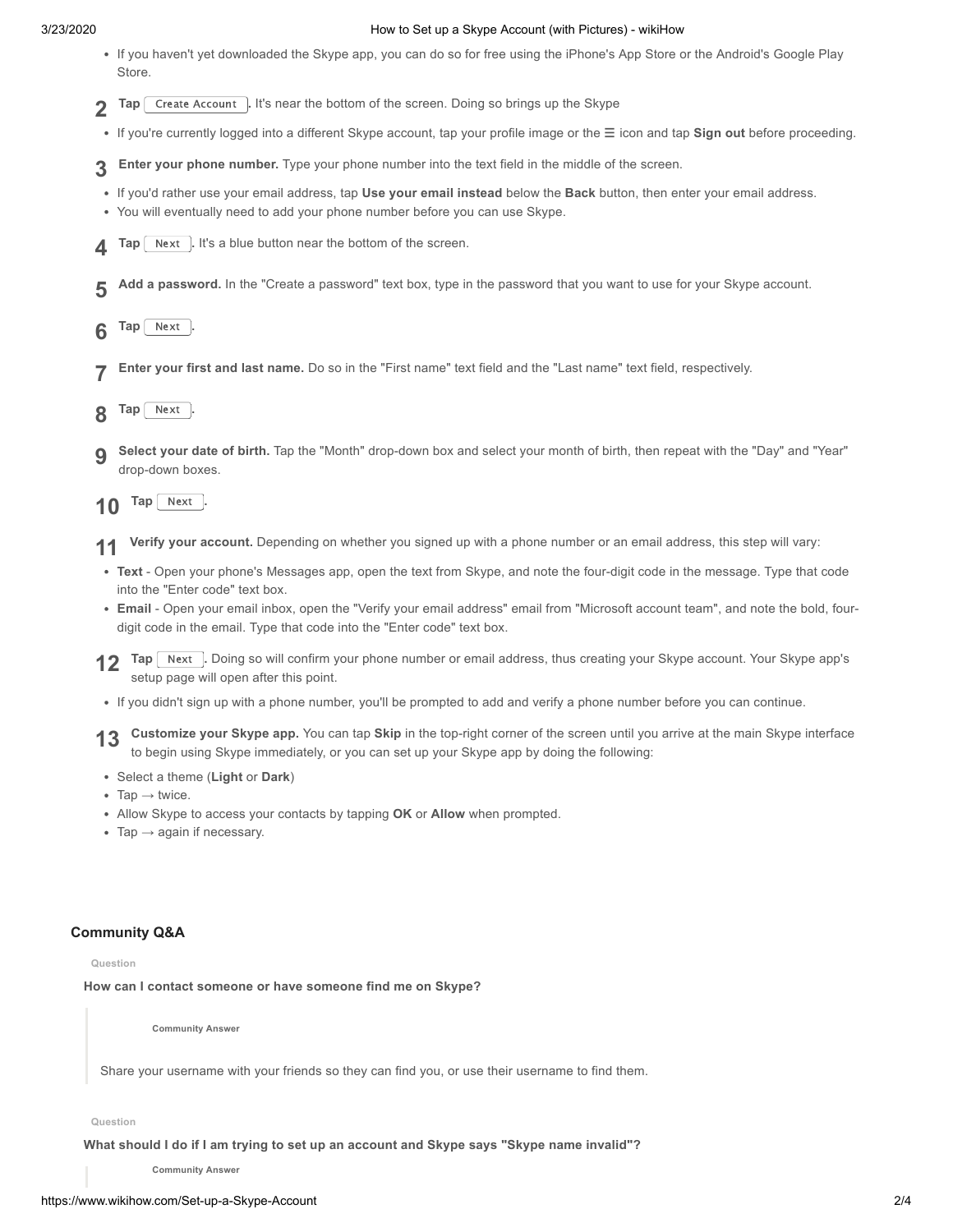- If you haven't yet downloaded the Skype app, you can do so for free using the iPhone's App Store or the Android's Google Play Store.

**2** **Tap** Create Account**.** It's near the bottom of the screen. Doing so brings up the Skype

- If you're currently logged into a different Skype account, tap your profile image or the ☰ icon and tap **Sign out** before proceeding.

**3** **Enter your phone number.** Type your phone number into the text field in the middle of the screen.

- If you'd rather use your email address, tap **Use your email instead** below the **Back** button, then enter your email address.
- You will eventually need to add your phone number before you can use Skype.

**4** **Tap** Next**.** It's a blue button near the bottom of the screen.

**5** **Add a password.** In the "Create a password" text box, type in the password that you want to use for your Skype account.

**6** **Tap** Next**.**

**7** **Enter your first and last name.** Do so in the "First name" text field and the "Last name" text field, respectively.

**8** **Tap** Next**.**

**9** **Select your date of birth.** Tap the "Month" drop-down box and select your month of birth, then repeat with the "Day" and "Year" drop-down boxes.

**10** **Tap** Next**.**

**11** **Verify your account.** Depending on whether you signed up with a phone number or an email address, this step will vary:

- **Text** - Open your phone's Messages app, open the text from Skype, and note the four-digit code in the message. Type that code into the "Enter code" text box.
- **Email** - Open your email inbox, open the "Verify your email address" email from "Microsoft account team", and note the bold, four-digit code in the email. Type that code into the "Enter code" text box.

**12** **Tap** Next**.** Doing so will confirm your phone number or email address, thus creating your Skype account. Your Skype app's setup page will open after this point.

- If you didn't sign up with a phone number, you'll be prompted to add and verify a phone number before you can continue.

**13** **Customize your Skype app.** You can tap **Skip** in the top-right corner of the screen until you arrive at the main Skype interface to begin using Skype immediately, or you can set up your Skype app by doing the following:

- Select a theme (**Light** or **Dark**)
- Tap → twice.
- Allow Skype to access your contacts by tapping **OK** or **Allow** when prompted.
- Tap → again if necessary.

## Community Q&A

Question

**How can I contact someone or have someone find me on Skype?**

> Community Answer
>
> Share your username with your friends so they can find you, or use their username to find them.

Question

**What should I do if I am trying to set up an account and Skype says "Skype name invalid"?**

> Community Answer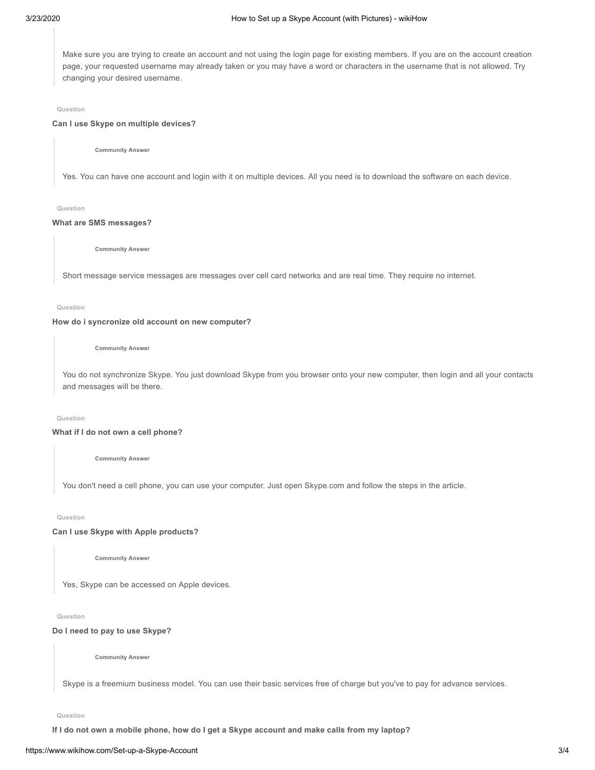> Make sure you are trying to create an account and not using the login page for existing members. If you are on the account creation page, your requested username may already taken or you may have a word or characters in the username that is not allowed. Try changing your desired username.

Question

**Can I use Skype on multiple devices?**

> Community Answer
>
> Yes. You can have one account and login with it on multiple devices. All you need is to download the software on each device.

Question

**What are SMS messages?**

> Community Answer
>
> Short message service messages are messages over cell card networks and are real time. They require no internet.

Question

**How do i syncronize old account on new computer?**

> Community Answer
>
> You do not synchronize Skype. You just download Skype from you browser onto your new computer, then login and all your contacts and messages will be there.

Question

**What if I do not own a cell phone?**

> Community Answer
>
> You don't need a cell phone, you can use your computer. Just open Skype.com and follow the steps in the article.

Question

**Can I use Skype with Apple products?**

> Community Answer
>
> Yes, Skype can be accessed on Apple devices.

Question

**Do I need to pay to use Skype?**

> Community Answer
>
> Skype is a freemium business model. You can use their basic services free of charge but you've to pay for advance services.

Question

**If I do not own a mobile phone, how do I get a Skype account and make calls from my laptop?**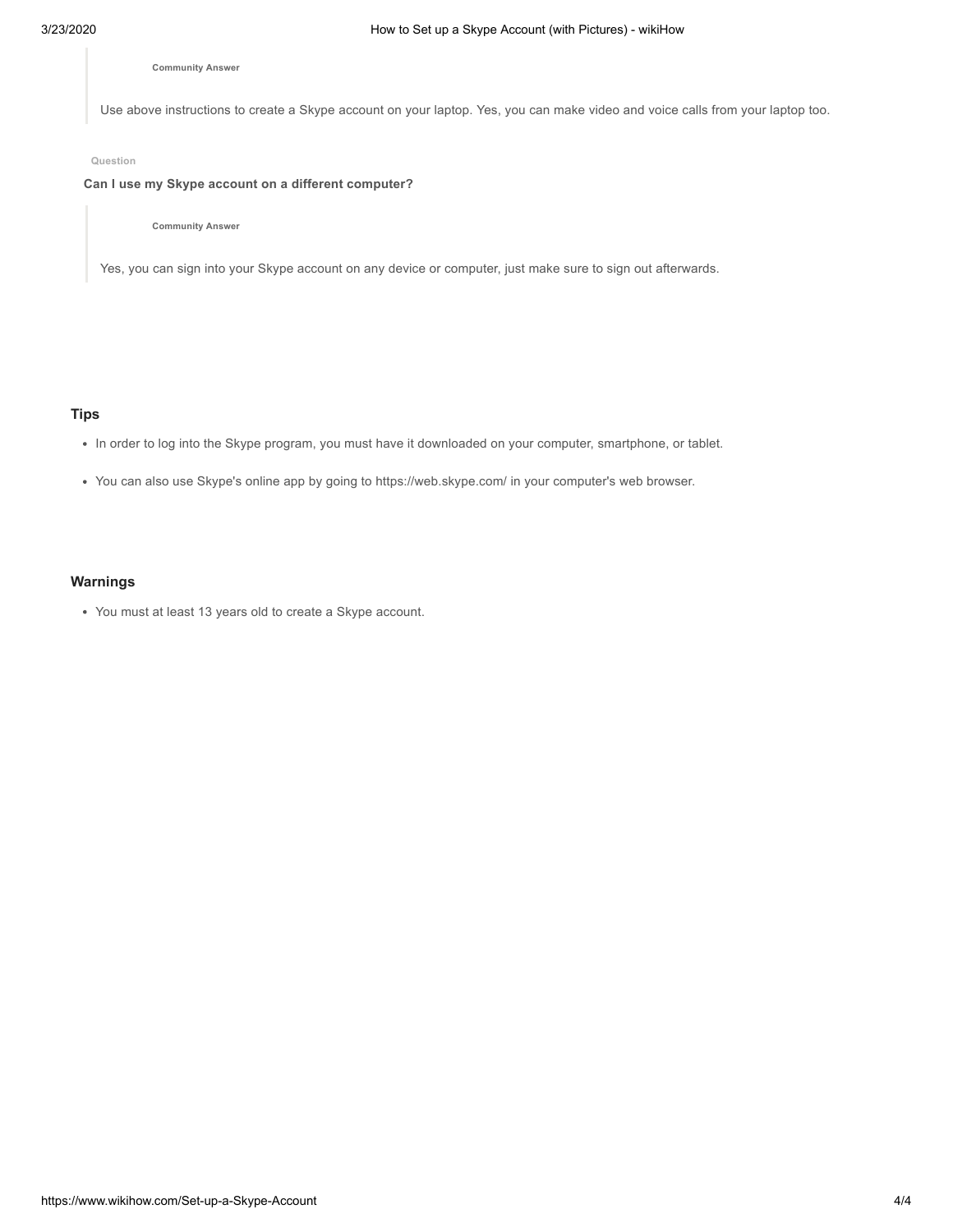**Community Answer**

Use above instructions to create a Skype account on your laptop. Yes, you can make video and voice calls from your laptop too.

Question

**Can I use my Skype account on a different computer?**

**Community Answer**

Yes, you can sign into your Skype account on any device or computer, just make sure to sign out afterwards.

### Tips

- In order to log into the Skype program, you must have it downloaded on your computer, smartphone, or tablet.
- You can also use Skype's online app by going to https://web.skype.com/ in your computer's web browser.

### Warnings

- You must at least 13 years old to create a Skype account.